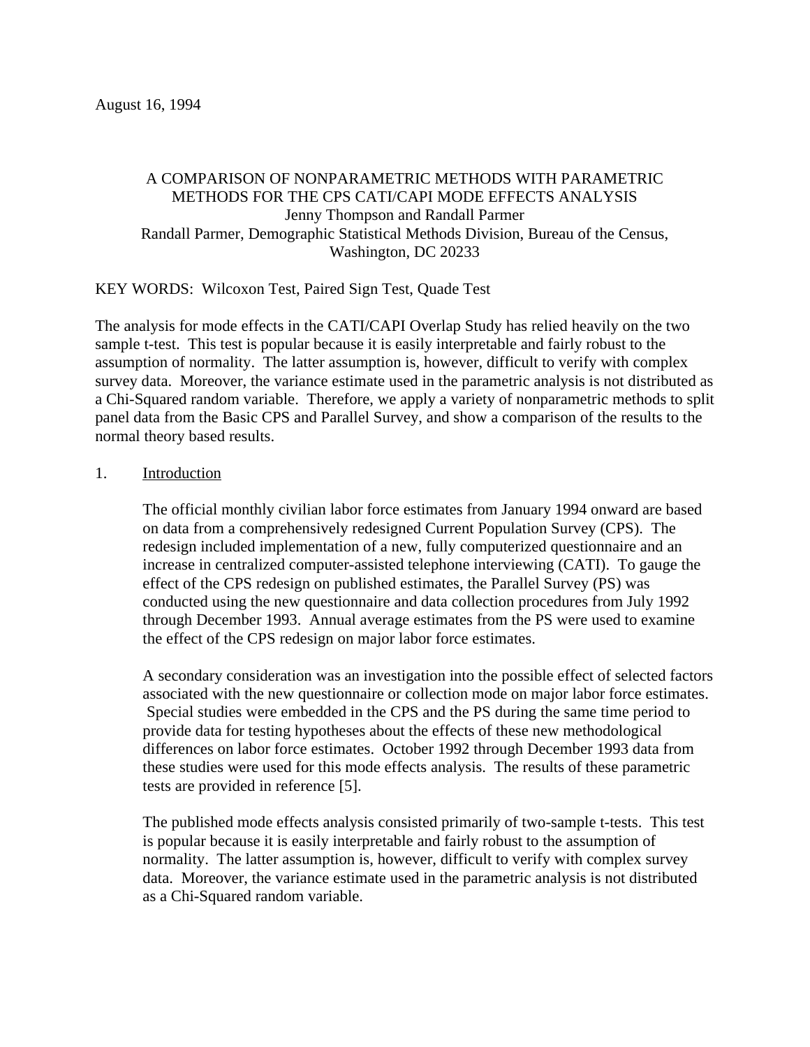August 16, 1994

# A COMPARISON OF NONPARAMETRIC METHODS WITH PARAMETRIC METHODS FOR THE CPS CATI/CAPI MODE EFFECTS ANALYSIS

Jenny Thompson and Randall Parmer

Randall Parmer, Demographic Statistical Methods Division, Bureau of the Census, Washington, DC 20233

KEY WORDS: Wilcoxon Test, Paired Sign Test, Quade Test

The analysis for mode effects in the CATI/CAPI Overlap Study has relied heavily on the two sample t-test. This test is popular because it is easily interpretable and fairly robust to the assumption of normality. The latter assumption is, however, difficult to verify with complex survey data. Moreover, the variance estimate used in the parametric analysis is not distributed as a Chi-Squared random variable. Therefore, we apply a variety of nonparametric methods to split panel data from the Basic CPS and Parallel Survey, and show a comparison of the results to the normal theory based results.

## 1. Introduction

The official monthly civilian labor force estimates from January 1994 onward are based on data from a comprehensively redesigned Current Population Survey (CPS). The redesign included implementation of a new, fully computerized questionnaire and an increase in centralized computer-assisted telephone interviewing (CATI). To gauge the effect of the CPS redesign on published estimates, the Parallel Survey (PS) was conducted using the new questionnaire and data collection procedures from July 1992 through December 1993. Annual average estimates from the PS were used to examine the effect of the CPS redesign on major labor force estimates.

A secondary consideration was an investigation into the possible effect of selected factors associated with the new questionnaire or collection mode on major labor force estimates. Special studies were embedded in the CPS and the PS during the same time period to provide data for testing hypotheses about the effects of these new methodological differences on labor force estimates. October 1992 through December 1993 data from these studies were used for this mode effects analysis. The results of these parametric tests are provided in reference [5].

The published mode effects analysis consisted primarily of two-sample t-tests. This test is popular because it is easily interpretable and fairly robust to the assumption of normality. The latter assumption is, however, difficult to verify with complex survey data. Moreover, the variance estimate used in the parametric analysis is not distributed as a Chi-Squared random variable.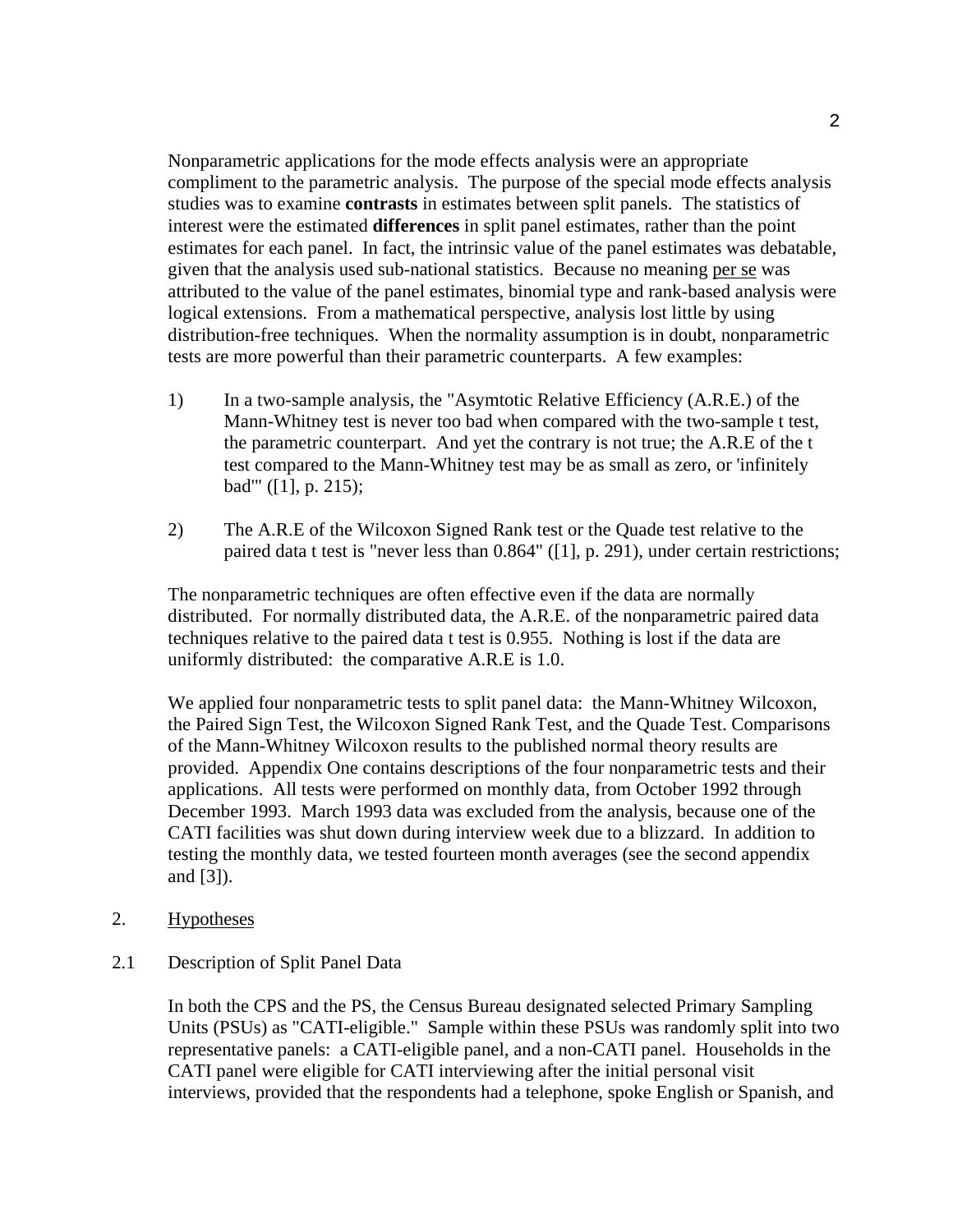Nonparametric applications for the mode effects analysis were an appropriate compliment to the parametric analysis. The purpose of the special mode effects analysis studies was to examine **contrasts** in estimates between split panels. The statistics of interest were the estimated **differences** in split panel estimates, rather than the point estimates for each panel. In fact, the intrinsic value of the panel estimates was debatable, given that the analysis used sub-national statistics. Because no meaning per se was attributed to the value of the panel estimates, binomial type and rank-based analysis were logical extensions. From a mathematical perspective, analysis lost little by using distribution-free techniques. When the normality assumption is in doubt, nonparametric tests are more powerful than their parametric counterparts. A few examples:

1) In a two-sample analysis, the "Asymtotic Relative Efficiency (A.R.E.) of the Mann-Whitney test is never too bad when compared with the two-sample t test, the parametric counterpart. And yet the contrary is not true; the A.R.E of the t test compared to the Mann-Whitney test may be as small as zero, or 'infinitely bad'" ([1], p. 215);

2) The A.R.E of the Wilcoxon Signed Rank test or the Quade test relative to the paired data t test is "never less than 0.864" ([1], p. 291), under certain restrictions;

The nonparametric techniques are often effective even if the data are normally distributed. For normally distributed data, the A.R.E. of the nonparametric paired data techniques relative to the paired data t test is 0.955. Nothing is lost if the data are uniformly distributed: the comparative A.R.E is 1.0.

We applied four nonparametric tests to split panel data: the Mann-Whitney Wilcoxon, the Paired Sign Test, the Wilcoxon Signed Rank Test, and the Quade Test. Comparisons of the Mann-Whitney Wilcoxon results to the published normal theory results are provided. Appendix One contains descriptions of the four nonparametric tests and their applications. All tests were performed on monthly data, from October 1992 through December 1993. March 1993 data was excluded from the analysis, because one of the CATI facilities was shut down during interview week due to a blizzard. In addition to testing the monthly data, we tested fourteen month averages (see the second appendix and [3]).

## 2. Hypotheses

### 2.1 Description of Split Panel Data

In both the CPS and the PS, the Census Bureau designated selected Primary Sampling Units (PSUs) as "CATI-eligible." Sample within these PSUs was randomly split into two representative panels: a CATI-eligible panel, and a non-CATI panel. Households in the CATI panel were eligible for CATI interviewing after the initial personal visit interviews, provided that the respondents had a telephone, spoke English or Spanish, and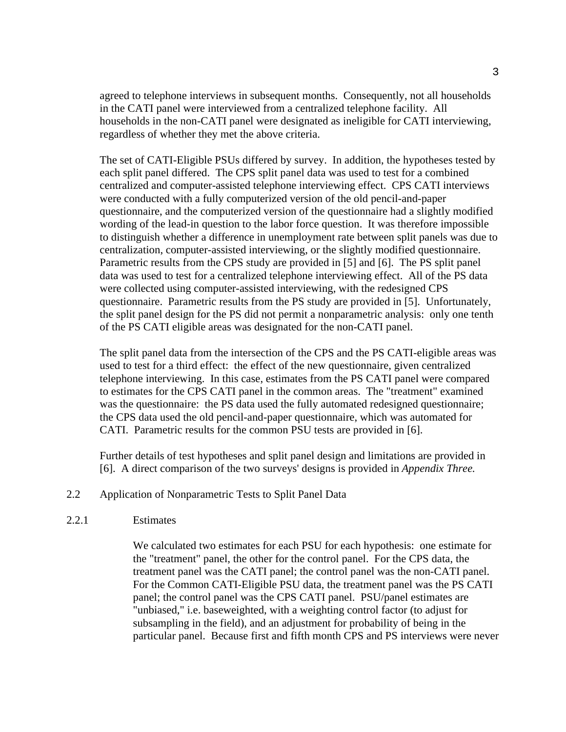agreed to telephone interviews in subsequent months. Consequently, not all households in the CATI panel were interviewed from a centralized telephone facility. All households in the non-CATI panel were designated as ineligible for CATI interviewing, regardless of whether they met the above criteria.

The set of CATI-Eligible PSUs differed by survey. In addition, the hypotheses tested by each split panel differed. The CPS split panel data was used to test for a combined centralized and computer-assisted telephone interviewing effect. CPS CATI interviews were conducted with a fully computerized version of the old pencil-and-paper questionnaire, and the computerized version of the questionnaire had a slightly modified wording of the lead-in question to the labor force question. It was therefore impossible to distinguish whether a difference in unemployment rate between split panels was due to centralization, computer-assisted interviewing, or the slightly modified questionnaire. Parametric results from the CPS study are provided in [5] and [6]. The PS split panel data was used to test for a centralized telephone interviewing effect. All of the PS data were collected using computer-assisted interviewing, with the redesigned CPS questionnaire. Parametric results from the PS study are provided in [5]. Unfortunately, the split panel design for the PS did not permit a nonparametric analysis: only one tenth of the PS CATI eligible areas was designated for the non-CATI panel.

The split panel data from the intersection of the CPS and the PS CATI-eligible areas was used to test for a third effect: the effect of the new questionnaire, given centralized telephone interviewing. In this case, estimates from the PS CATI panel were compared to estimates for the CPS CATI panel in the common areas. The "treatment" examined was the questionnaire: the PS data used the fully automated redesigned questionnaire; the CPS data used the old pencil-and-paper questionnaire, which was automated for CATI. Parametric results for the common PSU tests are provided in [6].

Further details of test hypotheses and split panel design and limitations are provided in [6]. A direct comparison of the two surveys' designs is provided in *Appendix Three.*

### 2.2 Application of Nonparametric Tests to Split Panel Data

#### 2.2.1 Estimates

We calculated two estimates for each PSU for each hypothesis: one estimate for the "treatment" panel, the other for the control panel. For the CPS data, the treatment panel was the CATI panel; the control panel was the non-CATI panel. For the Common CATI-Eligible PSU data, the treatment panel was the PS CATI panel; the control panel was the CPS CATI panel. PSU/panel estimates are "unbiased," i.e. baseweighted, with a weighting control factor (to adjust for subsampling in the field), and an adjustment for probability of being in the particular panel. Because first and fifth month CPS and PS interviews were never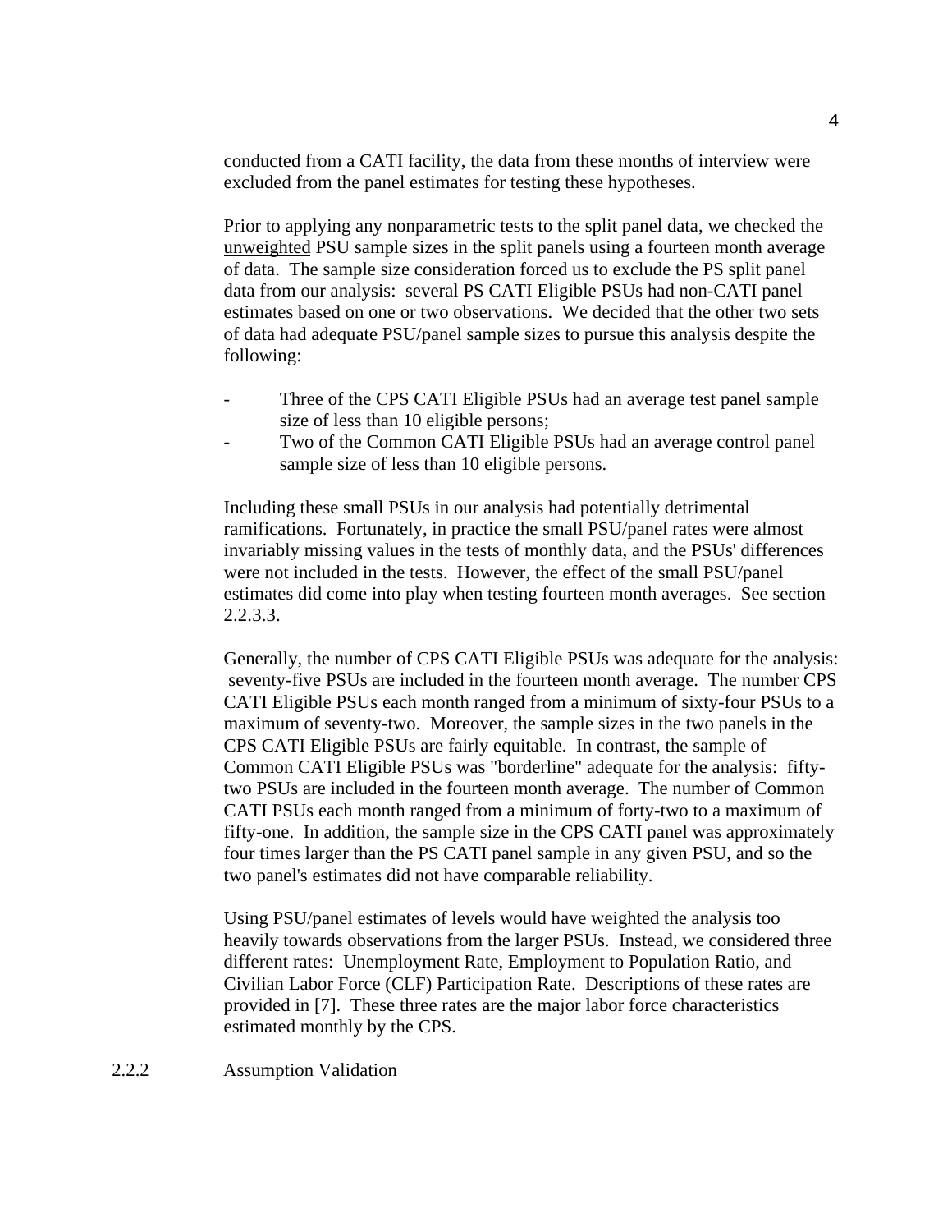conducted from a CATI facility, the data from these months of interview were excluded from the panel estimates for testing these hypotheses.

Prior to applying any nonparametric tests to the split panel data, we checked the unweighted PSU sample sizes in the split panels using a fourteen month average of data. The sample size consideration forced us to exclude the PS split panel data from our analysis: several PS CATI Eligible PSUs had non-CATI panel estimates based on one or two observations. We decided that the other two sets of data had adequate PSU/panel sample sizes to pursue this analysis despite the following:

- Three of the CPS CATI Eligible PSUs had an average test panel sample size of less than 10 eligible persons;
- Two of the Common CATI Eligible PSUs had an average control panel sample size of less than 10 eligible persons.

Including these small PSUs in our analysis had potentially detrimental ramifications. Fortunately, in practice the small PSU/panel rates were almost invariably missing values in the tests of monthly data, and the PSUs' differences were not included in the tests. However, the effect of the small PSU/panel estimates did come into play when testing fourteen month averages. See section 2.2.3.3.

Generally, the number of CPS CATI Eligible PSUs was adequate for the analysis: seventy-five PSUs are included in the fourteen month average. The number CPS CATI Eligible PSUs each month ranged from a minimum of sixty-four PSUs to a maximum of seventy-two. Moreover, the sample sizes in the two panels in the CPS CATI Eligible PSUs are fairly equitable. In contrast, the sample of Common CATI Eligible PSUs was "borderline" adequate for the analysis: fifty-two PSUs are included in the fourteen month average. The number of Common CATI PSUs each month ranged from a minimum of forty-two to a maximum of fifty-one. In addition, the sample size in the CPS CATI panel was approximately four times larger than the PS CATI panel sample in any given PSU, and so the two panel's estimates did not have comparable reliability.

Using PSU/panel estimates of levels would have weighted the analysis too heavily towards observations from the larger PSUs. Instead, we considered three different rates: Unemployment Rate, Employment to Population Ratio, and Civilian Labor Force (CLF) Participation Rate. Descriptions of these rates are provided in [7]. These three rates are the major labor force characteristics estimated monthly by the CPS.

### 2.2.2 Assumption Validation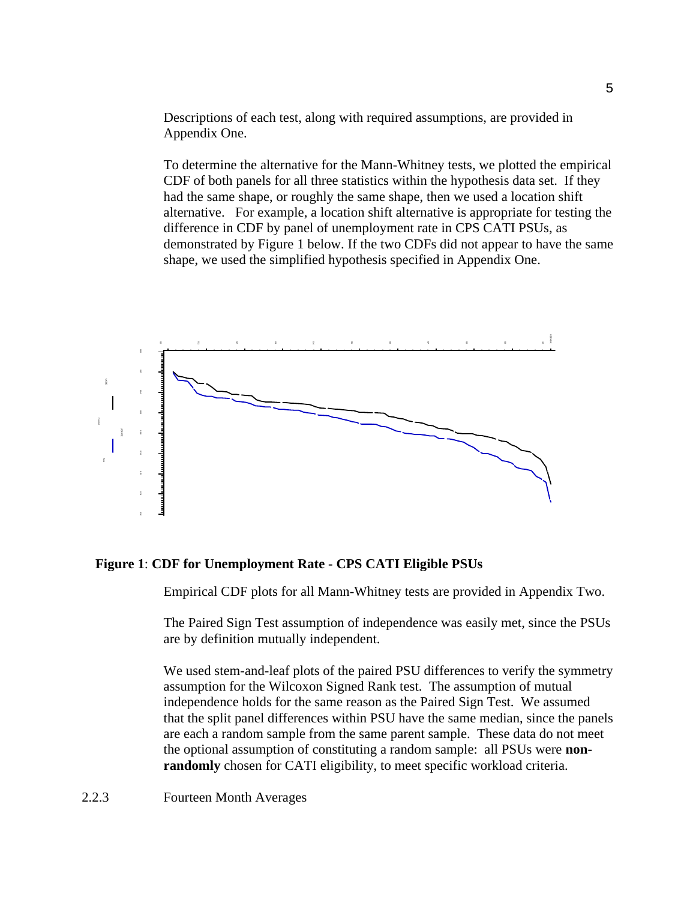Descriptions of each test, along with required assumptions, are provided in Appendix One.

To determine the alternative for the Mann-Whitney tests, we plotted the empirical CDF of both panels for all three statistics within the hypothesis data set. If they had the same shape, or roughly the same shape, then we used a location shift alternative. For example, a location shift alternative is appropriate for testing the difference in CDF by panel of unemployment rate in CPS CATI PSUs, as demonstrated by Figure 1 below. If the two CDFs did not appear to have the same shape, we used the simplified hypothesis specified in Appendix One.

**Figure 1**: **CDF for Unemployment Rate - CPS CATI Eligible PSUs**

Empirical CDF plots for all Mann-Whitney tests are provided in Appendix Two.

The Paired Sign Test assumption of independence was easily met, since the PSUs are by definition mutually independent.

We used stem-and-leaf plots of the paired PSU differences to verify the symmetry assumption for the Wilcoxon Signed Rank test. The assumption of mutual independence holds for the same reason as the Paired Sign Test. We assumed that the split panel differences within PSU have the same median, since the panels are each a random sample from the same parent sample. These data do not meet the optional assumption of constituting a random sample: all PSUs were **non-randomly** chosen for CATI eligibility, to meet specific workload criteria.

### 2.2.3 Fourteen Month Averages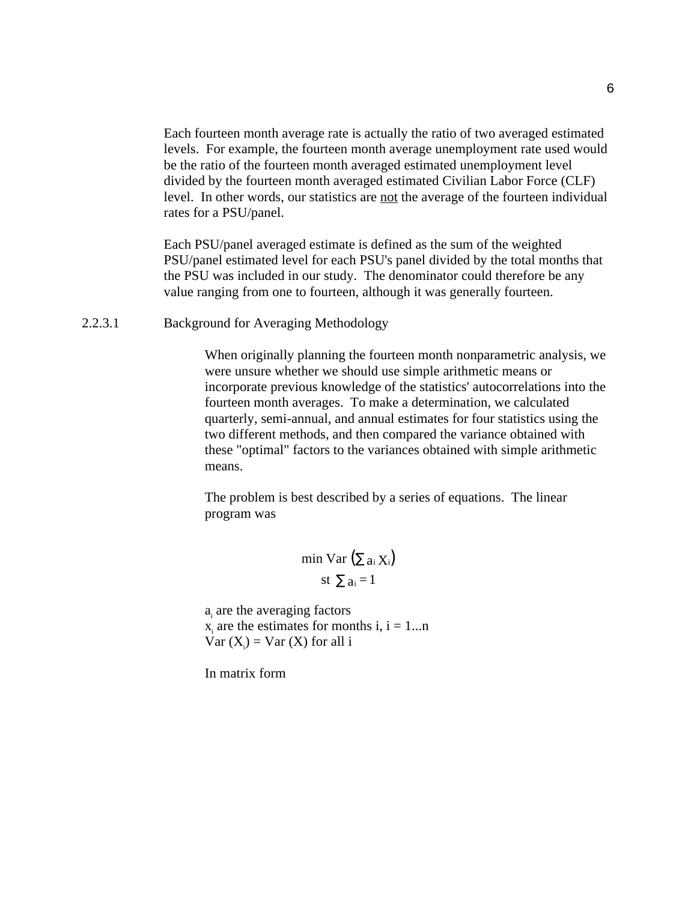Each fourteen month average rate is actually the ratio of two averaged estimated levels. For example, the fourteen month average unemployment rate used would be the ratio of the fourteen month averaged estimated unemployment level divided by the fourteen month averaged estimated Civilian Labor Force (CLF) level. In other words, our statistics are <u>not</u> the average of the fourteen individual rates for a PSU/panel.

Each PSU/panel averaged estimate is defined as the sum of the weighted PSU/panel estimated level for each PSU's panel divided by the total months that the PSU was included in our study. The denominator could therefore be any value ranging from one to fourteen, although it was generally fourteen.

#### 2.2.3.1 Background for Averaging Methodology

When originally planning the fourteen month nonparametric analysis, we were unsure whether we should use simple arithmetic means or incorporate previous knowledge of the statistics' autocorrelations into the fourteen month averages. To make a determination, we calculated quarterly, semi-annual, and annual estimates for four statistics using the two different methods, and then compared the variance obtained with these "optimal" factors to the variances obtained with simple arithmetic means.

The problem is best described by a series of equations. The linear program was

$$\min \operatorname{Var}\left(\sum a_i X_i\right)$$
$$\text{st } \sum a_i = 1$$

$a_i$ are the averaging factors
$x_i$ are the estimates for months i, i = 1...n
$\operatorname{Var}(X_i) = \operatorname{Var}(X)$ for all i

In matrix form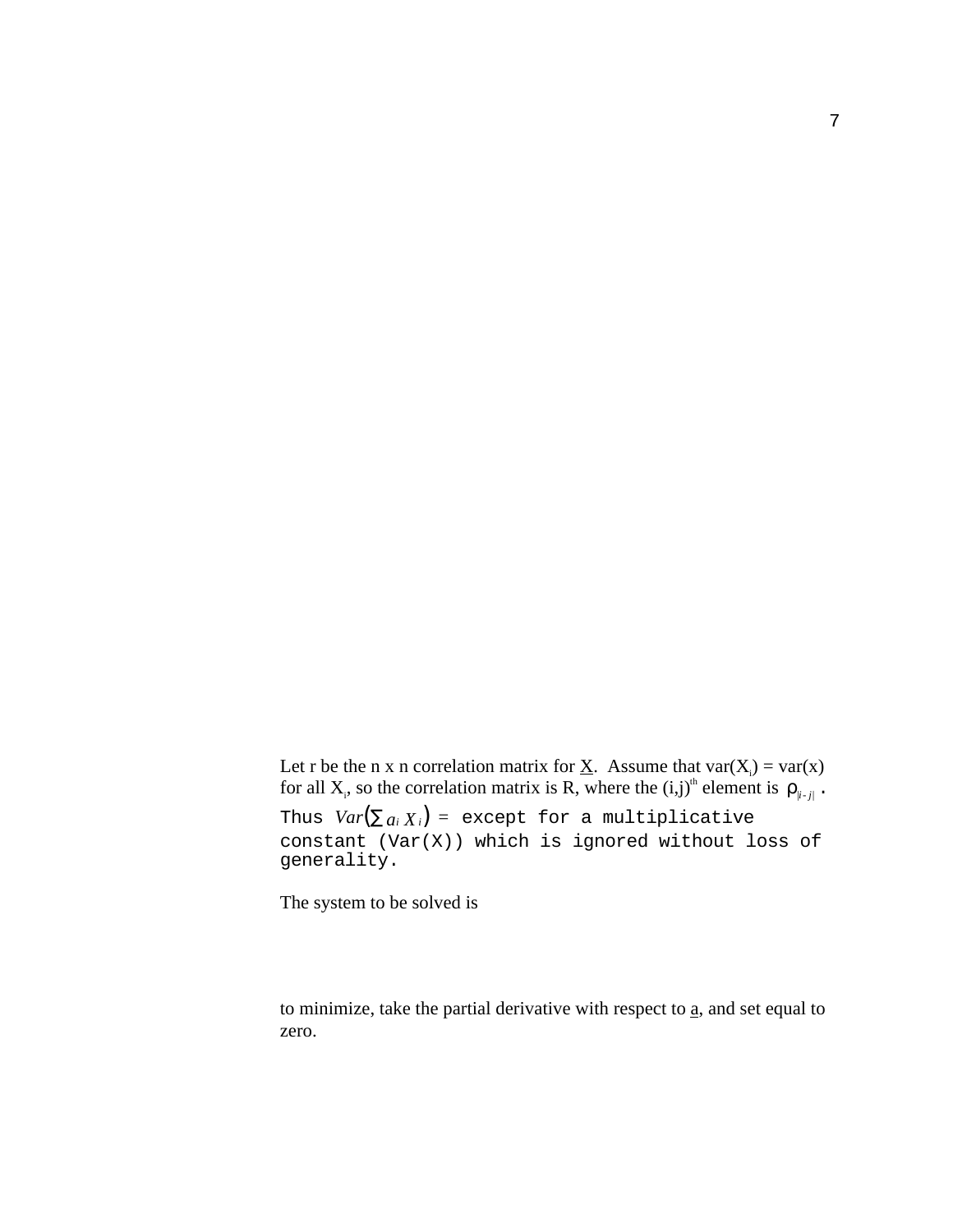Let r be the n x n correlation matrix for $\underline{X}$. Assume that var($X_i$) = var(x) for all $X_i$, so the correlation matrix is R, where the (i,j)[th] element is $\rho_{|i-j|}$ . Thus $Var(\sum a_i X_i)$ = except for a multiplicative constant (Var(X)) which is ignored without loss of generality.

The system to be solved is

to minimize, take the partial derivative with respect to $\underline{a}$, and set equal to zero.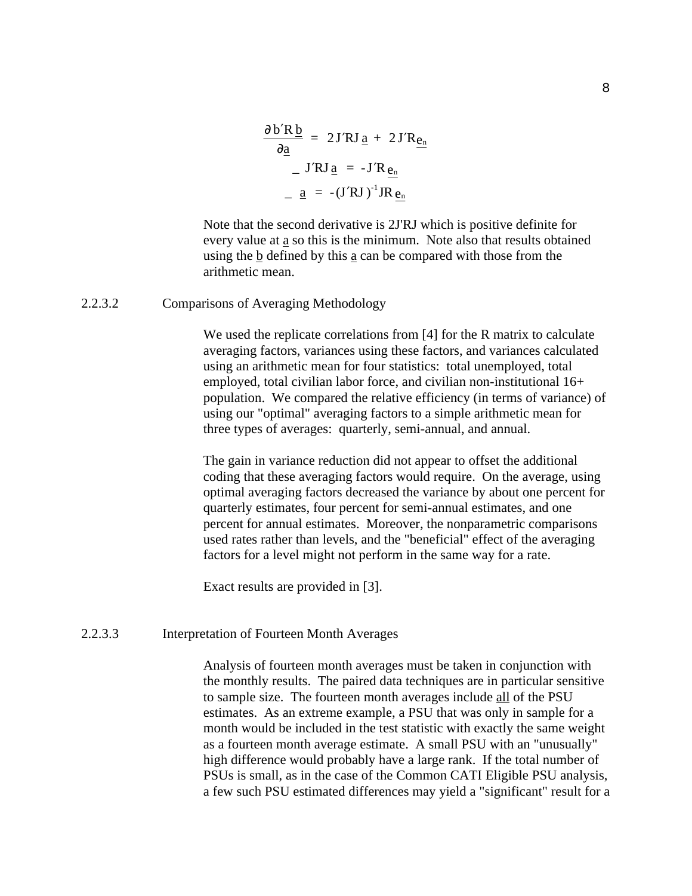$$\frac{\partial \underline{b}' R \underline{b}}{\partial \underline{a}} = 2 J' R J \underline{a} + 2 J' R \underline{e_n}$$

$$\_ \; J' R J \underline{a} = - J' R \underline{e_n}$$

$$\_ \; \underline{a} = -(J' R J)^{-1} J R \underline{e_n}$$

Note that the second derivative is 2J'RJ which is positive definite for every value at a so this is the minimum. Note also that results obtained using the b defined by this a can be compared with those from the arithmetic mean.

2.2.3.2 Comparisons of Averaging Methodology

We used the replicate correlations from [4] for the R matrix to calculate averaging factors, variances using these factors, and variances calculated using an arithmetic mean for four statistics: total unemployed, total employed, total civilian labor force, and civilian non-institutional 16+ population. We compared the relative efficiency (in terms of variance) of using our "optimal" averaging factors to a simple arithmetic mean for three types of averages: quarterly, semi-annual, and annual.

The gain in variance reduction did not appear to offset the additional coding that these averaging factors would require. On the average, using optimal averaging factors decreased the variance by about one percent for quarterly estimates, four percent for semi-annual estimates, and one percent for annual estimates. Moreover, the nonparametric comparisons used rates rather than levels, and the "beneficial" effect of the averaging factors for a level might not perform in the same way for a rate.

Exact results are provided in [3].

2.2.3.3 Interpretation of Fourteen Month Averages

Analysis of fourteen month averages must be taken in conjunction with the monthly results. The paired data techniques are in particular sensitive to sample size. The fourteen month averages include all of the PSU estimates. As an extreme example, a PSU that was only in sample for a month would be included in the test statistic with exactly the same weight as a fourteen month average estimate. A small PSU with an "unusually" high difference would probably have a large rank. If the total number of PSUs is small, as in the case of the Common CATI Eligible PSU analysis, a few such PSU estimated differences may yield a "significant" result for a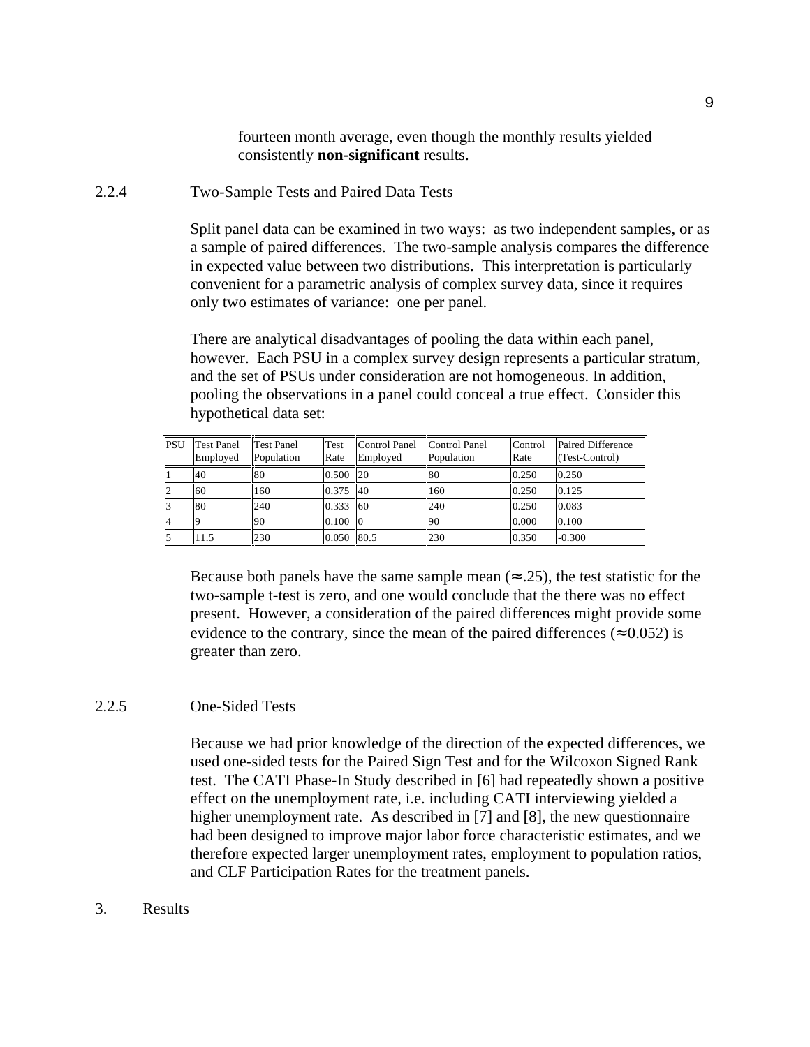fourteen month average, even though the monthly results yielded consistently **non-significant** results.

### 2.2.4 Two-Sample Tests and Paired Data Tests

Split panel data can be examined in two ways: as two independent samples, or as a sample of paired differences. The two-sample analysis compares the difference in expected value between two distributions. This interpretation is particularly convenient for a parametric analysis of complex survey data, since it requires only two estimates of variance: one per panel.

There are analytical disadvantages of pooling the data within each panel, however. Each PSU in a complex survey design represents a particular stratum, and the set of PSUs under consideration are not homogeneous. In addition, pooling the observations in a panel could conceal a true effect. Consider this hypothetical data set:

| PSU | Test Panel Employed | Test Panel Population | Test Rate | Control Panel Employed | Control Panel Population | Control Rate | Paired Difference (Test-Control) |
|---|---|---|---|---|---|---|---|
| 1 | 40 | 80 | 0.500 | 20 | 80 | 0.250 | 0.250 |
| 2 | 60 | 160 | 0.375 | 40 | 160 | 0.250 | 0.125 |
| 3 | 80 | 240 | 0.333 | 60 | 240 | 0.250 | 0.083 |
| 4 | 9 | 90 | 0.100 | 0 | 90 | 0.000 | 0.100 |
| 5 | 11.5 | 230 | 0.050 | 80.5 | 230 | 0.350 | -0.300 |

Because both panels have the same sample mean ($\approx$.25), the test statistic for the two-sample t-test is zero, and one would conclude that the there was no effect present. However, a consideration of the paired differences might provide some evidence to the contrary, since the mean of the paired differences ($\approx$0.052) is greater than zero.

### 2.2.5 One-Sided Tests

Because we had prior knowledge of the direction of the expected differences, we used one-sided tests for the Paired Sign Test and for the Wilcoxon Signed Rank test. The CATI Phase-In Study described in [6] had repeatedly shown a positive effect on the unemployment rate, i.e. including CATI interviewing yielded a higher unemployment rate. As described in [7] and [8], the new questionnaire had been designed to improve major labor force characteristic estimates, and we therefore expected larger unemployment rates, employment to population ratios, and CLF Participation Rates for the treatment panels.

## 3. Results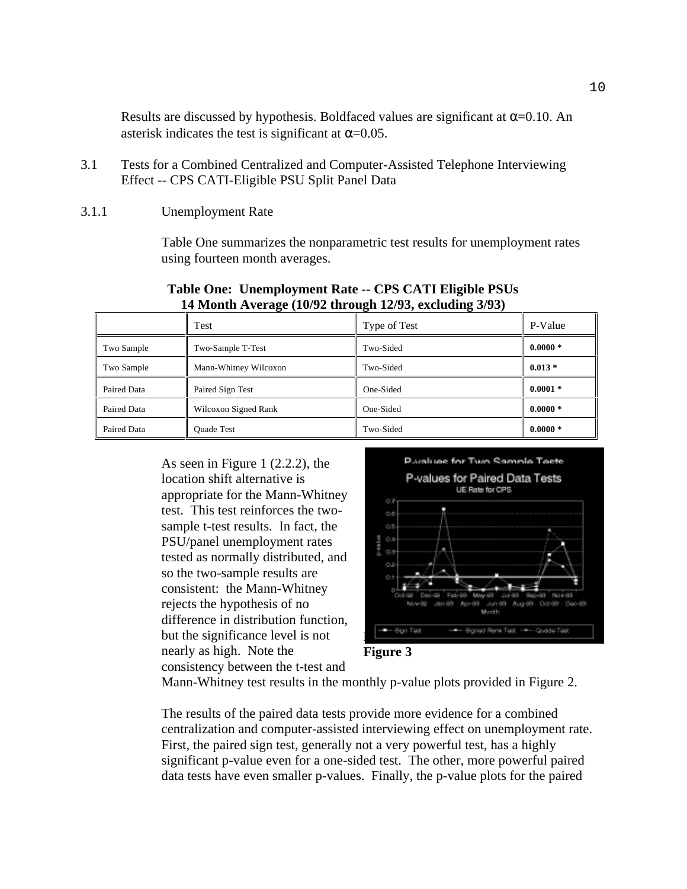Results are discussed by hypothesis. Boldfaced values are significant at α=0.10. An asterisk indicates the test is significant at α=0.05.

## 3.1 Tests for a Combined Centralized and Computer-Assisted Telephone Interviewing Effect -- CPS CATI-Eligible PSU Split Panel Data

### 3.1.1 Unemployment Rate

Table One summarizes the nonparametric test results for unemployment rates using fourteen month averages.

**Table One: Unemployment Rate -- CPS CATI Eligible PSUs**
**14 Month Average (10/92 through 12/93, excluding 3/93)**

| | Test | Type of Test | P-Value |
|---|---|---|---|
| Two Sample | Two-Sample T-Test | Two-Sided | **0.0000 *** |
| Two Sample | Mann-Whitney Wilcoxon | Two-Sided | **0.013 *** |
| Paired Data | Paired Sign Test | One-Sided | **0.0001 *** |
| Paired Data | Wilcoxon Signed Rank | One-Sided | **0.0000 *** |
| Paired Data | Quade Test | Two-Sided | **0.0000 *** |

As seen in Figure 1 (2.2.2), the location shift alternative is appropriate for the Mann-Whitney test. This test reinforces the two-sample t-test results. In fact, the PSU/panel unemployment rates tested as normally distributed, and so the two-sample results are consistent: the Mann-Whitney rejects the hypothesis of no difference in distribution function, but the significance level is not nearly as high. Note the consistency between the t-test and Mann-Whitney test results in the monthly p-value plots provided in Figure 2.

**Figure 3**

The results of the paired data tests provide more evidence for a combined centralization and computer-assisted interviewing effect on unemployment rate. First, the paired sign test, generally not a very powerful test, has a highly significant p-value even for a one-sided test. The other, more powerful paired data tests have even smaller p-values. Finally, the p-value plots for the paired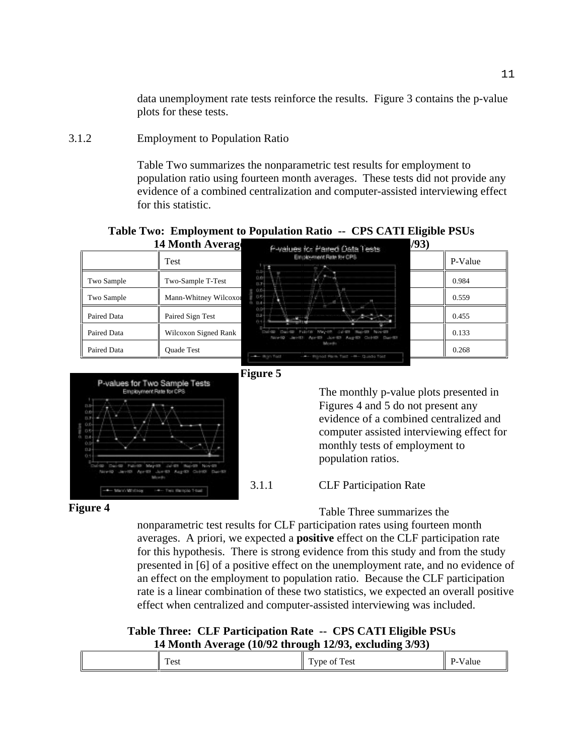data unemployment rate tests reinforce the results. Figure 3 contains the p-value plots for these tests.

### 3.1.2 Employment to Population Ratio

Table Two summarizes the nonparametric test results for employment to population ratio using fourteen month averages. These tests did not provide any evidence of a combined centralization and computer-assisted interviewing effect for this statistic.

**Table Two: Employment to Population Ratio -- CPS CATI Eligible PSUs 14 Month Average (10/92 through 12/93, excluding 3/93)**

| | Test | Type of Test | P-Value |
|---|---|---|---|
| Two Sample | Two-Sample T-Test | | 0.984 |
| Two Sample | Mann-Whitney Wilcoxon | | 0.559 |
| Paired Data | Paired Sign Test | | 0.455 |
| Paired Data | Wilcoxon Signed Rank | | 0.133 |
| Paired Data | Quade Test | | 0.268 |

Figure 5

Figure 4

The monthly p-value plots presented in Figures 4 and 5 do not present any evidence of a combined centralized and computer assisted interviewing effect for monthly tests of employment to population ratios.

### 3.1.1 CLF Participation Rate

Table Three summarizes the nonparametric test results for CLF participation rates using fourteen month averages. A priori, we expected a **positive** effect on the CLF participation rate for this hypothesis. There is strong evidence from this study and from the study presented in [6] of a positive effect on the unemployment rate, and no evidence of an effect on the employment to population ratio. Because the CLF participation rate is a linear combination of these two statistics, we expected an overall positive effect when centralized and computer-assisted interviewing was included.

**Table Three: CLF Participation Rate -- CPS CATI Eligible PSUs 14 Month Average (10/92 through 12/93, excluding 3/93)**

| | Test | Type of Test | P-Value |
|---|---|---|---|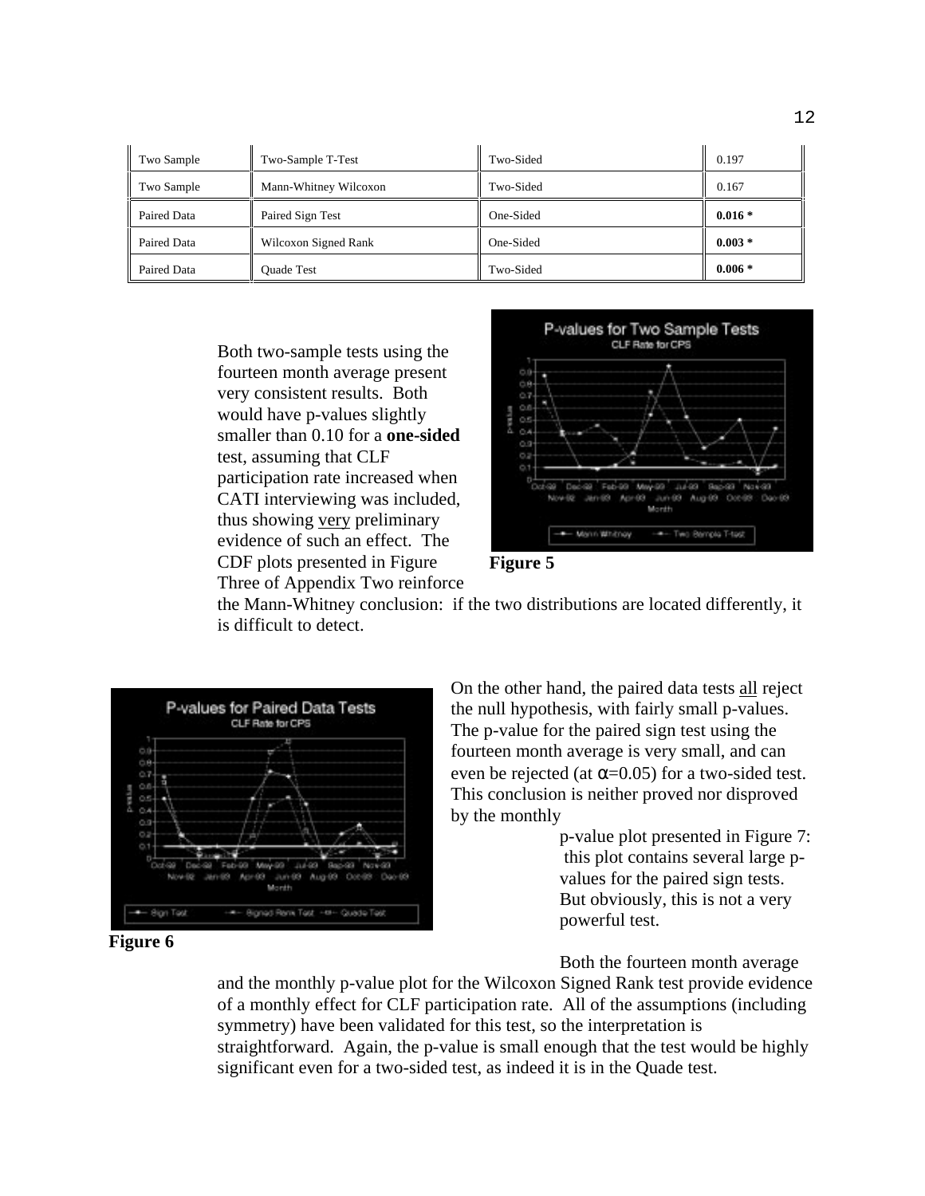| Two Sample | Two-Sample T-Test | Two-Sided | 0.197 |
|---|---|---|---|
| Two Sample | Mann-Whitney Wilcoxon | Two-Sided | 0.167 |
| Paired Data | Paired Sign Test | One-Sided | **0.016 *** |
| Paired Data | Wilcoxon Signed Rank | One-Sided | **0.003 *** |
| Paired Data | Quade Test | Two-Sided | **0.006 *** |

Both two-sample tests using the fourteen month average present very consistent results. Both would have p-values slightly smaller than 0.10 for a **one-sided** test, assuming that CLF participation rate increased when CATI interviewing was included, thus showing very preliminary evidence of such an effect. The CDF plots presented in Figure Three of Appendix Two reinforce the Mann-Whitney conclusion: if the two distributions are located differently, it is difficult to detect.

**Figure 5**

**Figure 6**

On the other hand, the paired data tests all reject the null hypothesis, with fairly small p-values. The p-value for the paired sign test using the fourteen month average is very small, and can even be rejected (at $\alpha$=0.05) for a two-sided test. This conclusion is neither proved nor disproved by the monthly p-value plot presented in Figure 7: this plot contains several large p-values for the paired sign tests. But obviously, this is not a very powerful test.

Both the fourteen month average and the monthly p-value plot for the Wilcoxon Signed Rank test provide evidence of a monthly effect for CLF participation rate. All of the assumptions (including symmetry) have been validated for this test, so the interpretation is straightforward. Again, the p-value is small enough that the test would be highly significant even for a two-sided test, as indeed it is in the Quade test.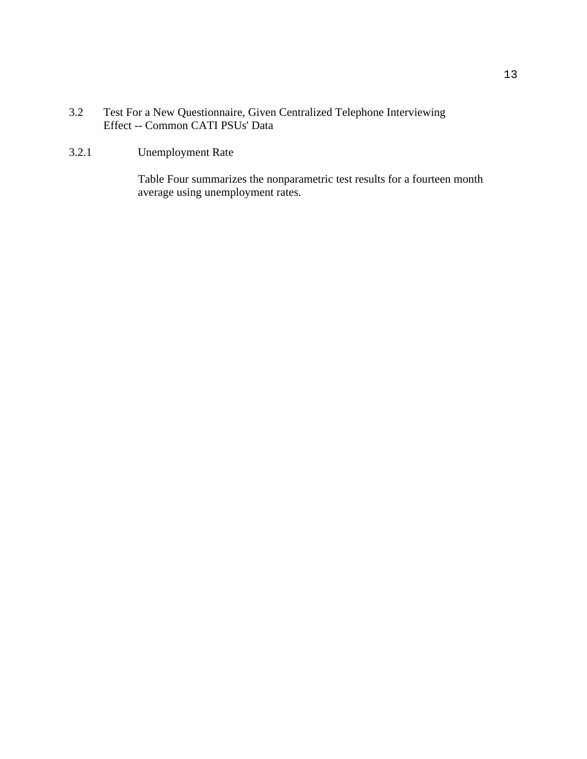## 3.2 Test For a New Questionnaire, Given Centralized Telephone Interviewing Effect -- Common CATI PSUs' Data

### 3.2.1 Unemployment Rate

Table Four summarizes the nonparametric test results for a fourteen month average using unemployment rates.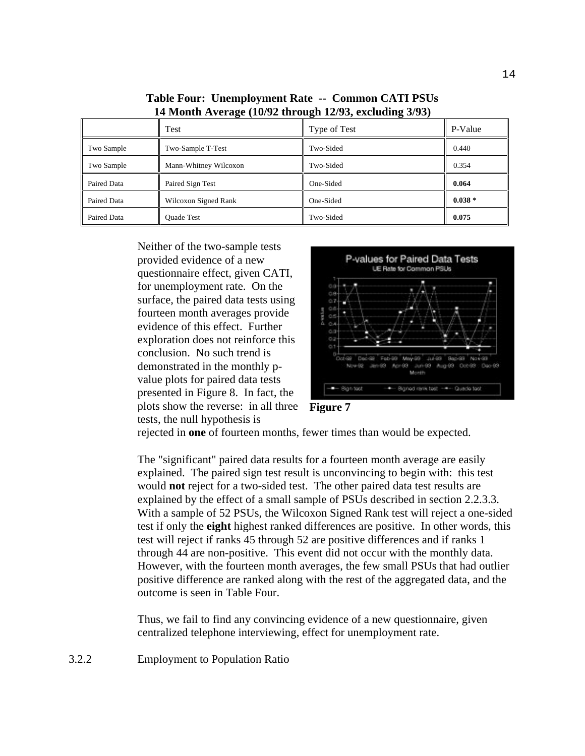**Table Four: Unemployment Rate -- Common CATI PSUs**
**14 Month Average (10/92 through 12/93, excluding 3/93)**

| | Test | Type of Test | P-Value |
|---|---|---|---|
| Two Sample | Two-Sample T-Test | Two-Sided | 0.440 |
| Two Sample | Mann-Whitney Wilcoxon | Two-Sided | 0.354 |
| Paired Data | Paired Sign Test | One-Sided | **0.064** |
| Paired Data | Wilcoxon Signed Rank | One-Sided | **0.038 *** |
| Paired Data | Quade Test | Two-Sided | **0.075** |

Neither of the two-sample tests provided evidence of a new questionnaire effect, given CATI, for unemployment rate. On the surface, the paired data tests using fourteen month averages provide evidence of this effect. Further exploration does not reinforce this conclusion. No such trend is demonstrated in the monthly p-value plots for paired data tests presented in Figure 8. In fact, the plots show the reverse: in all three tests, the null hypothesis is rejected in **one** of fourteen months, fewer times than would be expected.

**Figure 7**

The "significant" paired data results for a fourteen month average are easily explained. The paired sign test result is unconvincing to begin with: this test would **not** reject for a two-sided test. The other paired data test results are explained by the effect of a small sample of PSUs described in section 2.2.3.3. With a sample of 52 PSUs, the Wilcoxon Signed Rank test will reject a one-sided test if only the **eight** highest ranked differences are positive. In other words, this test will reject if ranks 45 through 52 are positive differences and if ranks 1 through 44 are non-positive. This event did not occur with the monthly data. However, with the fourteen month averages, the few small PSUs that had outlier positive difference are ranked along with the rest of the aggregated data, and the outcome is seen in Table Four.

Thus, we fail to find any convincing evidence of a new questionnaire, given centralized telephone interviewing, effect for unemployment rate.

### 3.2.2 Employment to Population Ratio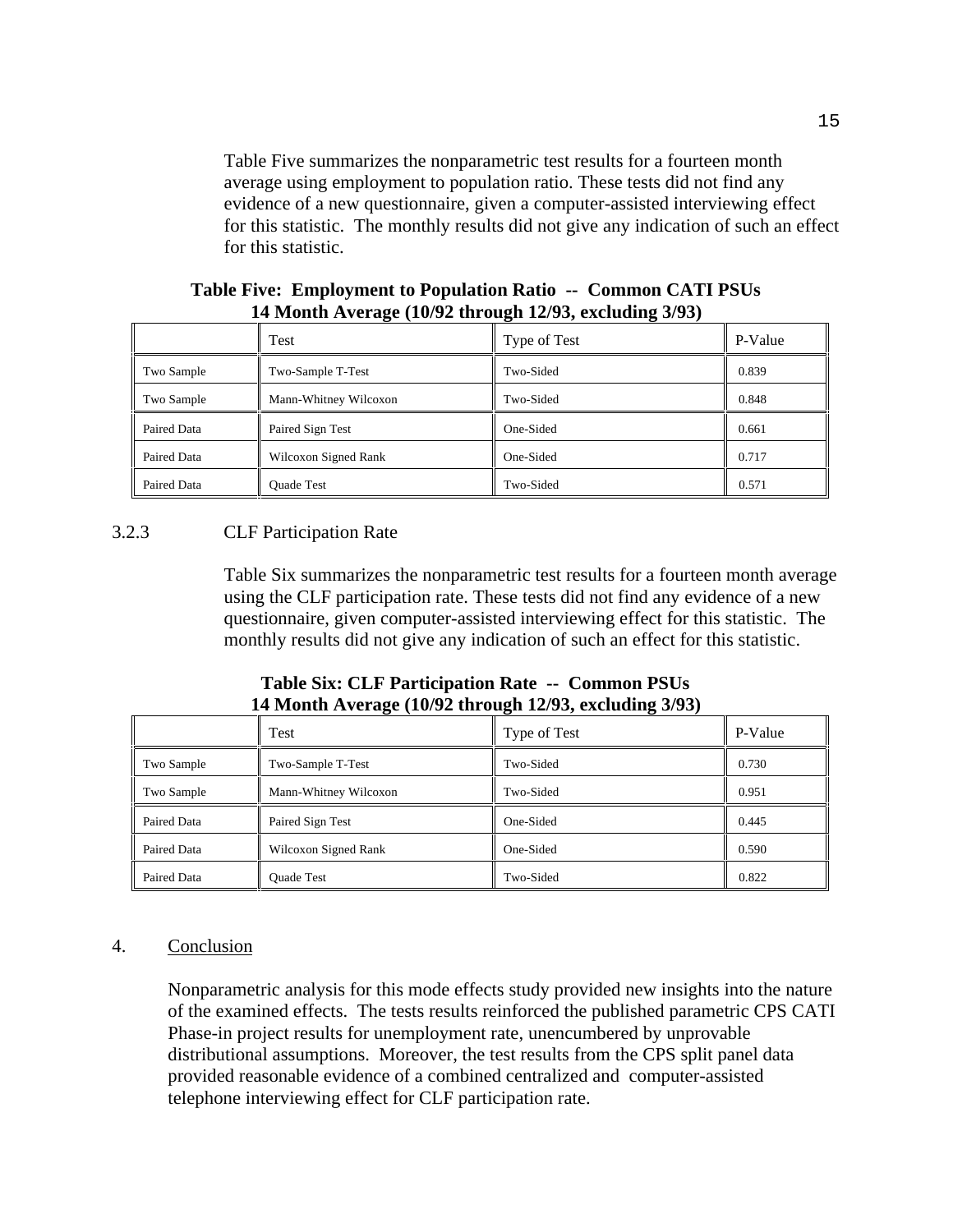Table Five summarizes the nonparametric test results for a fourteen month average using employment to population ratio. These tests did not find any evidence of a new questionnaire, given a computer-assisted interviewing effect for this statistic. The monthly results did not give any indication of such an effect for this statistic.

**Table Five: Employment to Population Ratio -- Common CATI PSUs**
**14 Month Average (10/92 through 12/93, excluding 3/93)**

| | Test | Type of Test | P-Value |
|---|---|---|---|
| Two Sample | Two-Sample T-Test | Two-Sided | 0.839 |
| Two Sample | Mann-Whitney Wilcoxon | Two-Sided | 0.848 |
| Paired Data | Paired Sign Test | One-Sided | 0.661 |
| Paired Data | Wilcoxon Signed Rank | One-Sided | 0.717 |
| Paired Data | Quade Test | Two-Sided | 0.571 |

### 3.2.3 CLF Participation Rate

Table Six summarizes the nonparametric test results for a fourteen month average using the CLF participation rate. These tests did not find any evidence of a new questionnaire, given computer-assisted interviewing effect for this statistic. The monthly results did not give any indication of such an effect for this statistic.

**Table Six: CLF Participation Rate -- Common PSUs**
**14 Month Average (10/92 through 12/93, excluding 3/93)**

| | Test | Type of Test | P-Value |
|---|---|---|---|
| Two Sample | Two-Sample T-Test | Two-Sided | 0.730 |
| Two Sample | Mann-Whitney Wilcoxon | Two-Sided | 0.951 |
| Paired Data | Paired Sign Test | One-Sided | 0.445 |
| Paired Data | Wilcoxon Signed Rank | One-Sided | 0.590 |
| Paired Data | Quade Test | Two-Sided | 0.822 |

## 4. Conclusion

Nonparametric analysis for this mode effects study provided new insights into the nature of the examined effects. The tests results reinforced the published parametric CPS CATI Phase-in project results for unemployment rate, unencumbered by unprovable distributional assumptions. Moreover, the test results from the CPS split panel data provided reasonable evidence of a combined centralized and computer-assisted telephone interviewing effect for CLF participation rate.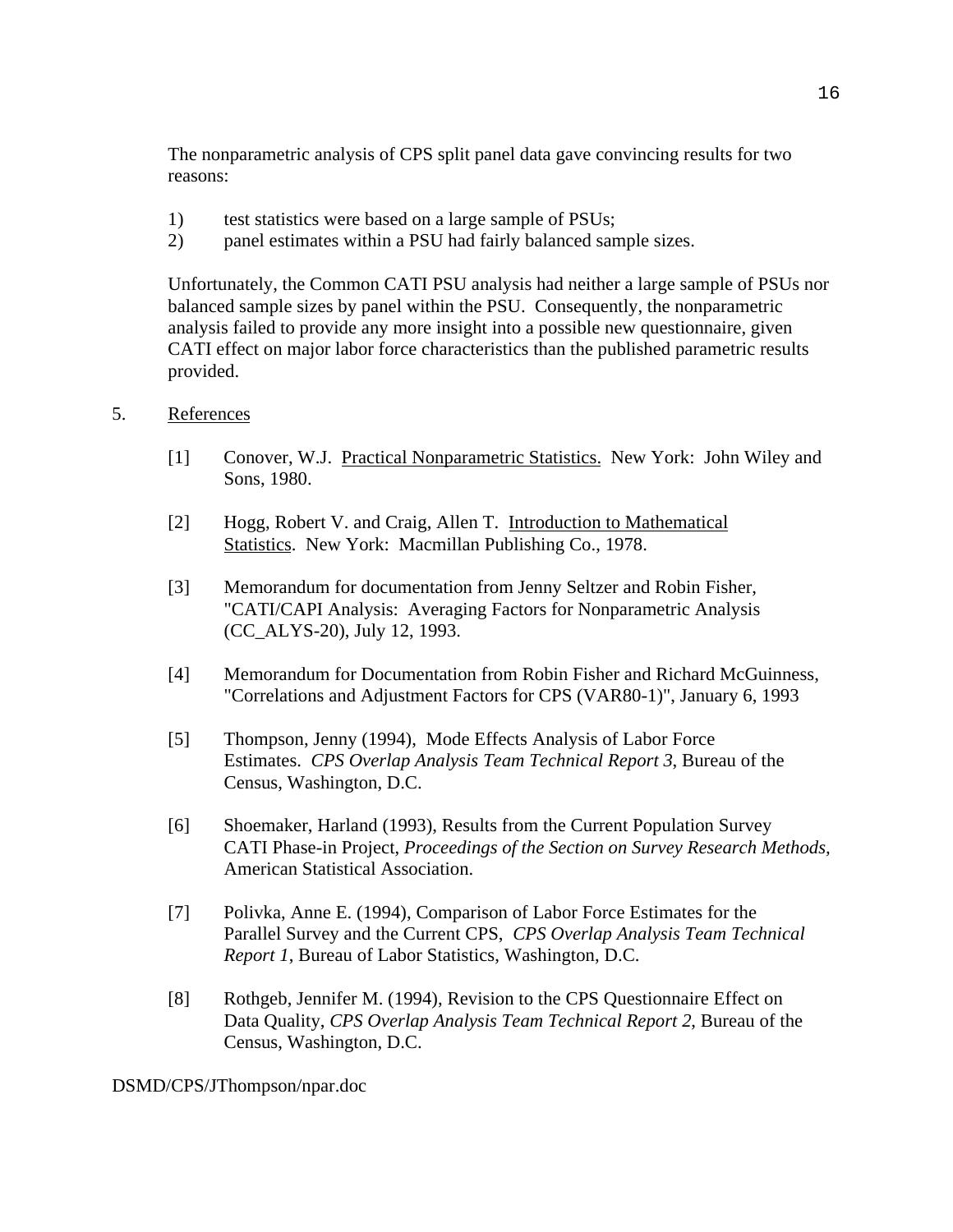The nonparametric analysis of CPS split panel data gave convincing results for two reasons:

1) test statistics were based on a large sample of PSUs;
2) panel estimates within a PSU had fairly balanced sample sizes.

Unfortunately, the Common CATI PSU analysis had neither a large sample of PSUs nor balanced sample sizes by panel within the PSU. Consequently, the nonparametric analysis failed to provide any more insight into a possible new questionnaire, given CATI effect on major labor force characteristics than the published parametric results provided.

## 5. References

[1] Conover, W.J. Practical Nonparametric Statistics. New York: John Wiley and Sons, 1980.

[2] Hogg, Robert V. and Craig, Allen T. Introduction to Mathematical Statistics. New York: Macmillan Publishing Co., 1978.

[3] Memorandum for documentation from Jenny Seltzer and Robin Fisher, "CATI/CAPI Analysis: Averaging Factors for Nonparametric Analysis (CC_ALYS-20), July 12, 1993.

[4] Memorandum for Documentation from Robin Fisher and Richard McGuinness, "Correlations and Adjustment Factors for CPS (VAR80-1)", January 6, 1993

[5] Thompson, Jenny (1994), Mode Effects Analysis of Labor Force Estimates. *CPS Overlap Analysis Team Technical Report 3*, Bureau of the Census, Washington, D.C.

[6] Shoemaker, Harland (1993), Results from the Current Population Survey CATI Phase-in Project, *Proceedings of the Section on Survey Research Methods,* American Statistical Association.

[7] Polivka, Anne E. (1994), Comparison of Labor Force Estimates for the Parallel Survey and the Current CPS, *CPS Overlap Analysis Team Technical Report 1*, Bureau of Labor Statistics, Washington, D.C.

[8] Rothgeb, Jennifer M. (1994), Revision to the CPS Questionnaire Effect on Data Quality, *CPS Overlap Analysis Team Technical Report 2*, Bureau of the Census, Washington, D.C.

DSMD/CPS/JThompson/npar.doc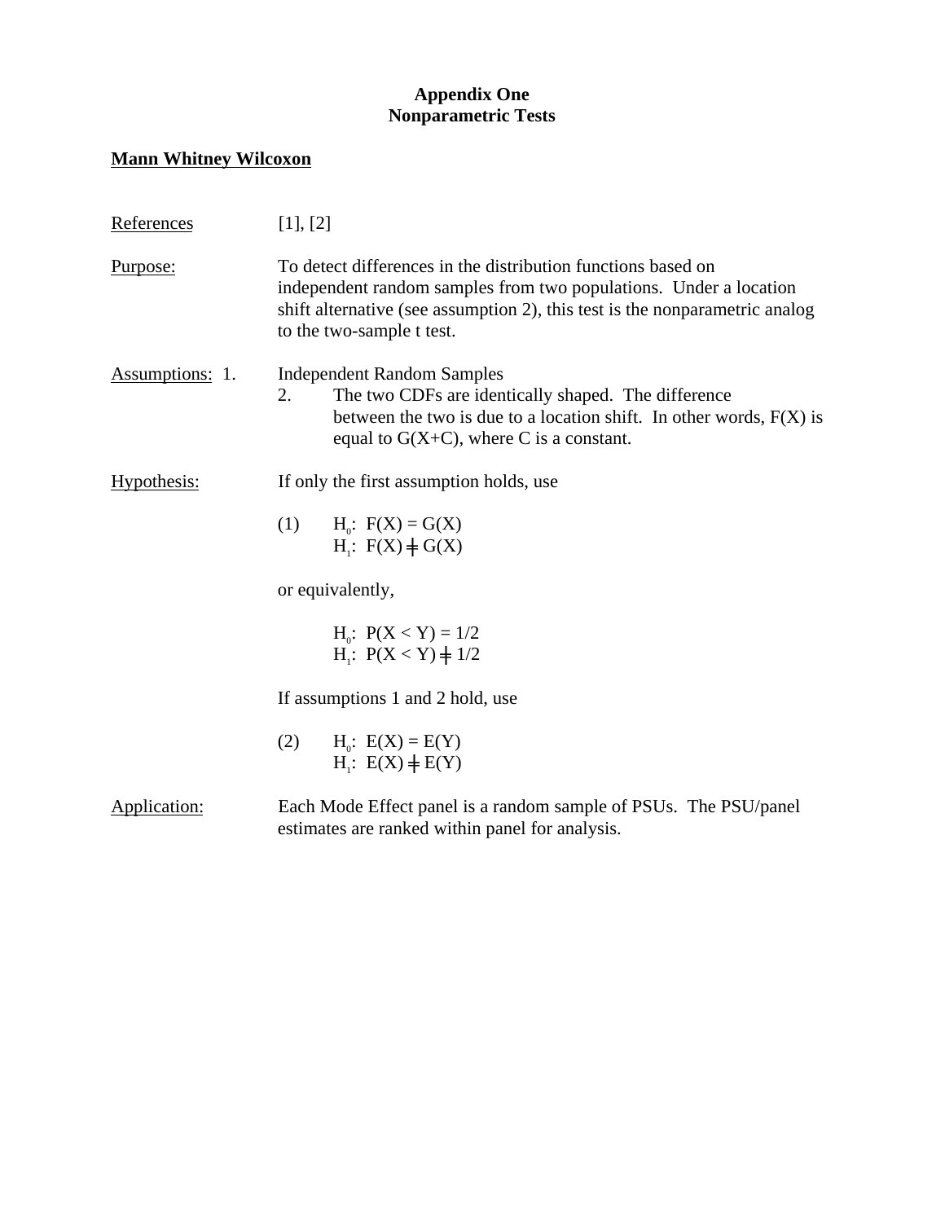# Appendix One
# Nonparametric Tests

## Mann Whitney Wilcoxon

References: [1], [2]

Purpose: To detect differences in the distribution functions based on independent random samples from two populations. Under a location shift alternative (see assumption 2), this test is the nonparametric analog to the two-sample t test.

Assumptions:

1. Independent Random Samples
2. The two CDFs are identically shaped. The difference between the two is due to a location shift. In other words, F(X) is equal to G(X+C), where C is a constant.

Hypothesis: If only the first assumption holds, use

(1) $H_0$: $F(X) = G(X)$
$H_1$: $F(X) \neq G(X)$

or equivalently,

$H_0$: $P(X < Y) = 1/2$
$H_1$: $P(X < Y) \neq 1/2$

If assumptions 1 and 2 hold, use

(2) $H_0$: $E(X) = E(Y)$
$H_1$: $E(X) \neq E(Y)$

Application: Each Mode Effect panel is a random sample of PSUs. The PSU/panel estimates are ranked within panel for analysis.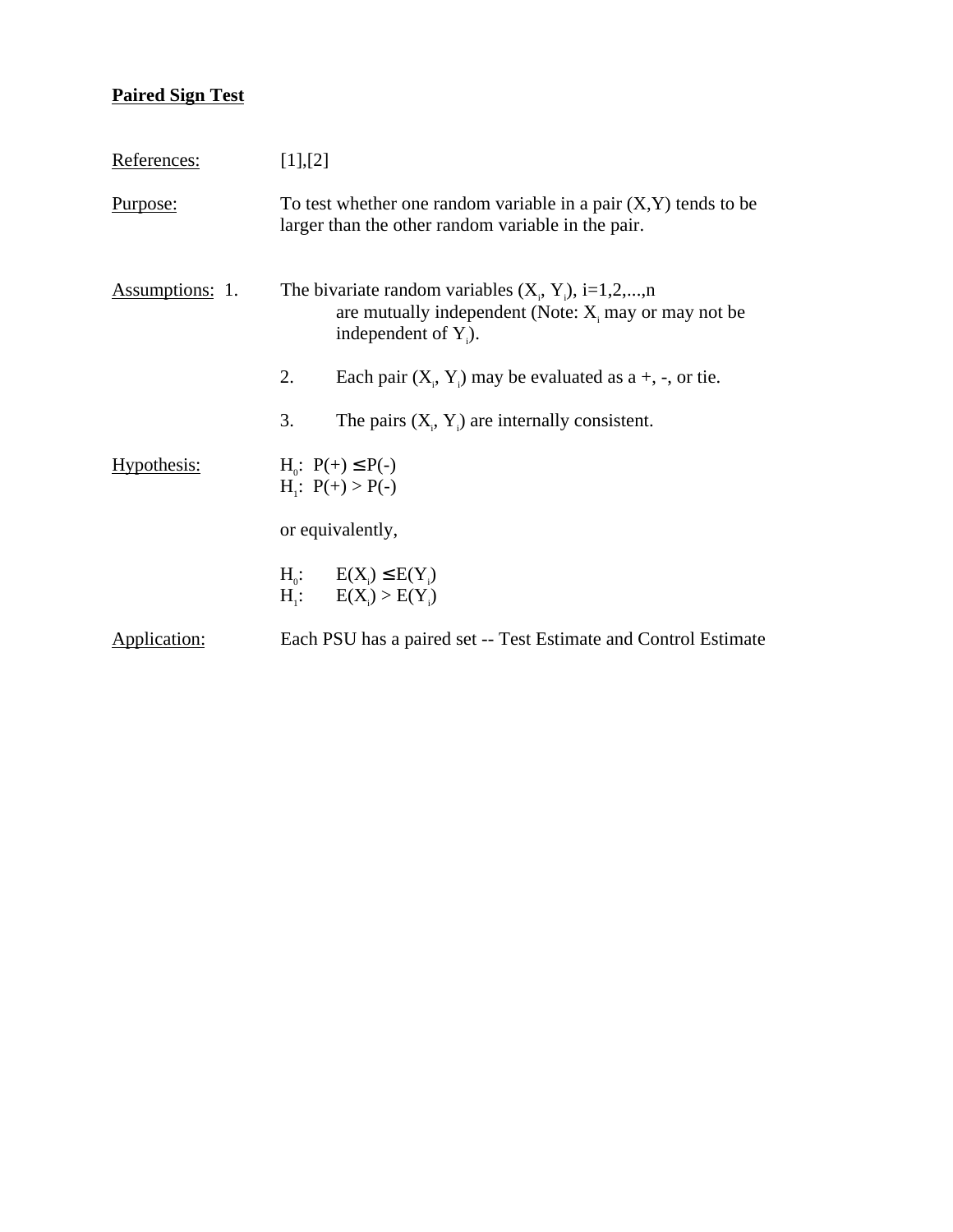**Paired Sign Test**

References: [1],[2]

Purpose: To test whether one random variable in a pair (X,Y) tends to be larger than the other random variable in the pair.

Assumptions:

1. The bivariate random variables $(X_i, Y_i)$, i=1,2,...,n are mutually independent (Note: $X_i$ may or may not be independent of $Y_i$).

2. Each pair $(X_i, Y_i)$ may be evaluated as a +, -, or tie.

3. The pairs $(X_i, Y_i)$ are internally consistent.

Hypothesis:

$H_0$: $P(+) \leq P(-)$
$H_1$: $P(+) > P(-)$

or equivalently,

$H_0$: $E(X_i) \leq E(Y_i)$
$H_1$: $E(X_i) > E(Y_i)$

Application: Each PSU has a paired set -- Test Estimate and Control Estimate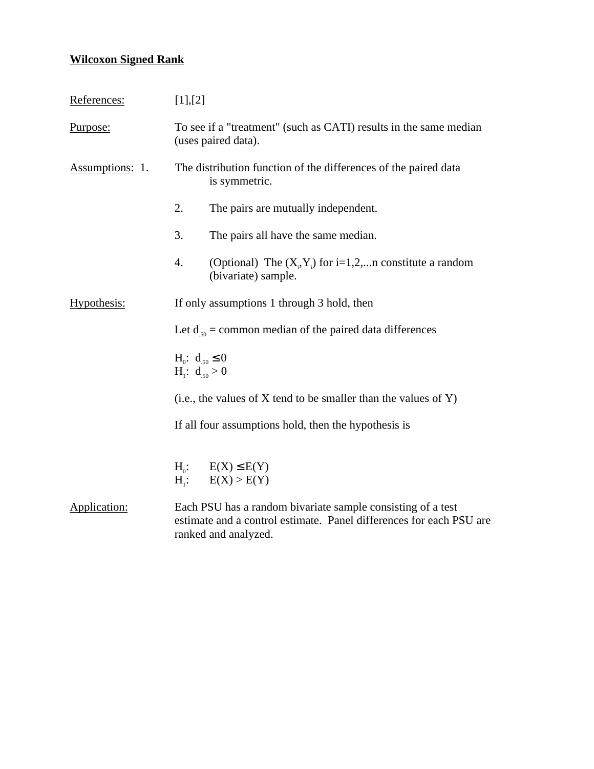**<u>Wilcoxon Signed Rank</u>**

<u>References:</u> [1],[2]

<u>Purpose:</u> To see if a "treatment" (such as CATI) results in the same median (uses paired data).

<u>Assumptions:</u>

1. The distribution function of the differences of the paired data is symmetric.
2. The pairs are mutually independent.
3. The pairs all have the same median.
4. (Optional) The $(X_i,Y_i)$ for i=1,2,...n constitute a random (bivariate) sample.

<u>Hypothesis:</u> If only assumptions 1 through 3 hold, then

Let $d_{.50}$ = common median of the paired data differences

$H_0$: $d_{.50} \leq 0$
$H_1$: $d_{.50} > 0$

(i.e., the values of X tend to be smaller than the values of Y)

If all four assumptions hold, then the hypothesis is

$H_0$: $E(X) \leq E(Y)$
$H_1$: $E(X) > E(Y)$

<u>Application:</u> Each PSU has a random bivariate sample consisting of a test estimate and a control estimate. Panel differences for each PSU are ranked and analyzed.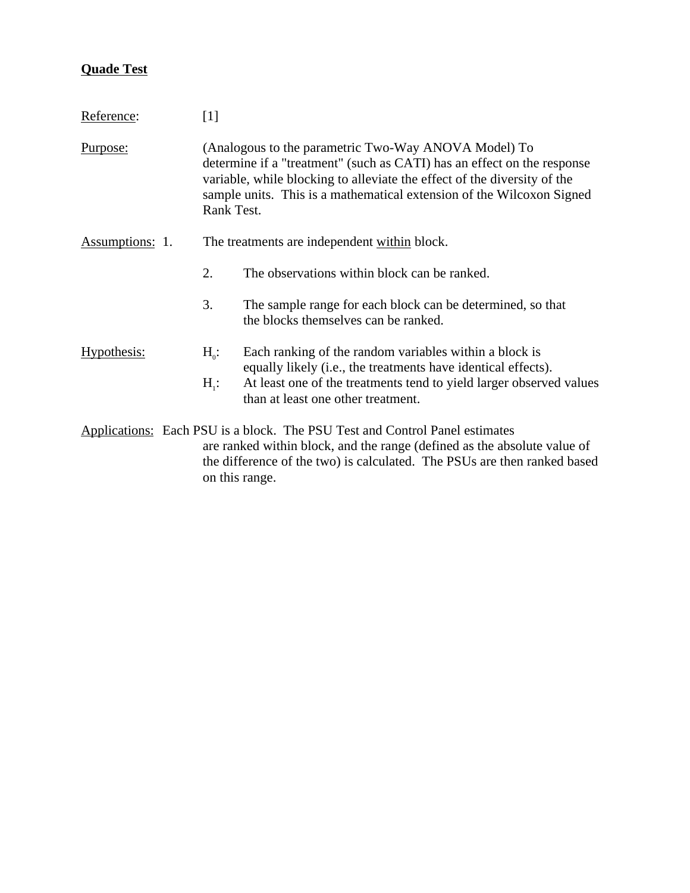**Quade Test**

Reference: [1]

Purpose: (Analogous to the parametric Two-Way ANOVA Model) To determine if a "treatment" (such as CATI) has an effect on the response variable, while blocking to alleviate the effect of the diversity of the sample units. This is a mathematical extension of the Wilcoxon Signed Rank Test.

Assumptions:

1. The treatments are independent within block.
2. The observations within block can be ranked.
3. The sample range for each block can be determined, so that the blocks themselves can be ranked.

Hypothesis:

- $H_0$: Each ranking of the random variables within a block is equally likely (i.e., the treatments have identical effects).
- $H_1$: At least one of the treatments tend to yield larger observed values than at least one other treatment.

Applications: Each PSU is a block. The PSU Test and Control Panel estimates are ranked within block, and the range (defined as the absolute value of the difference of the two) is calculated. The PSUs are then ranked based on this range.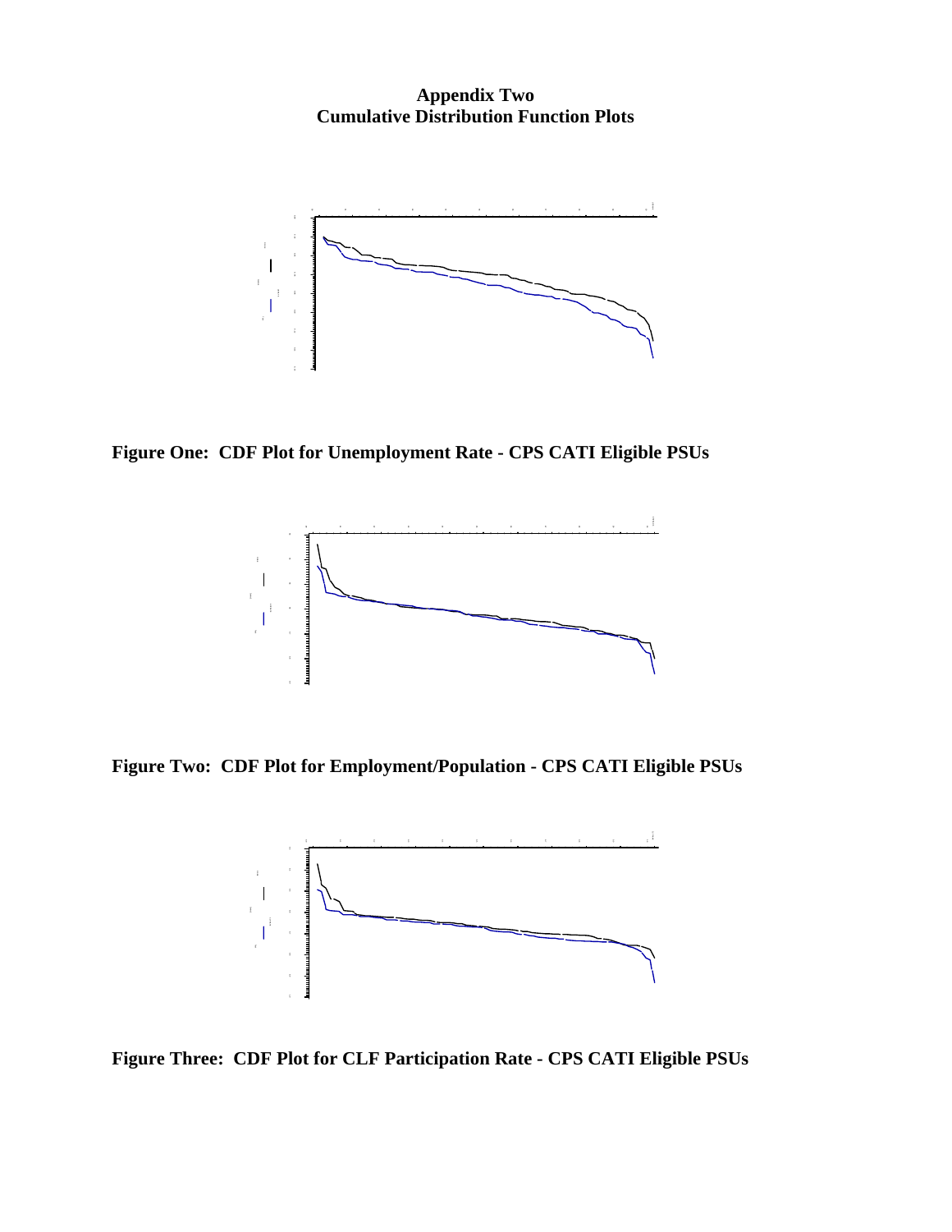**Appendix Two**
**Cumulative Distribution Function Plots**

**Figure One: CDF Plot for Unemployment Rate - CPS CATI Eligible PSUs**

**Figure Two: CDF Plot for Employment/Population - CPS CATI Eligible PSUs**

**Figure Three: CDF Plot for CLF Participation Rate - CPS CATI Eligible PSUs**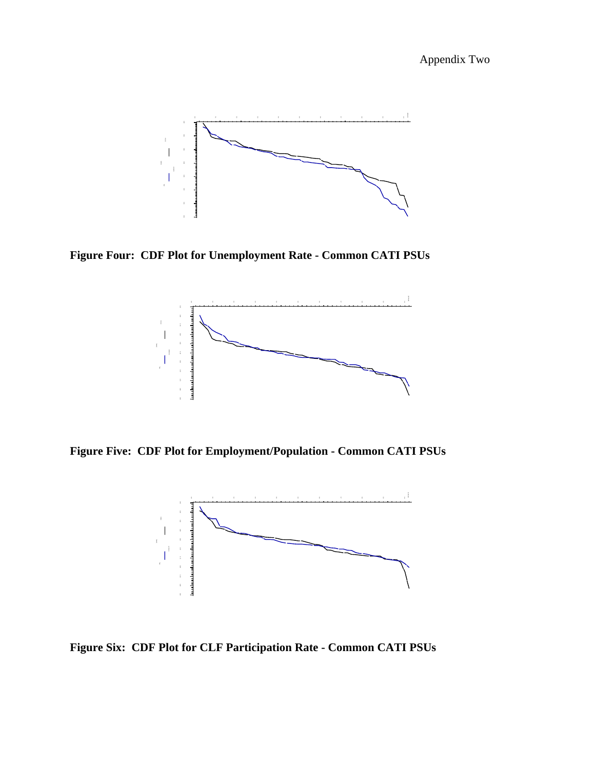Figure Four: CDF Plot for Unemployment Rate - Common CATI PSUs

Figure Five: CDF Plot for Employment/Population - Common CATI PSUs

Figure Six: CDF Plot for CLF Participation Rate - Common CATI PSUs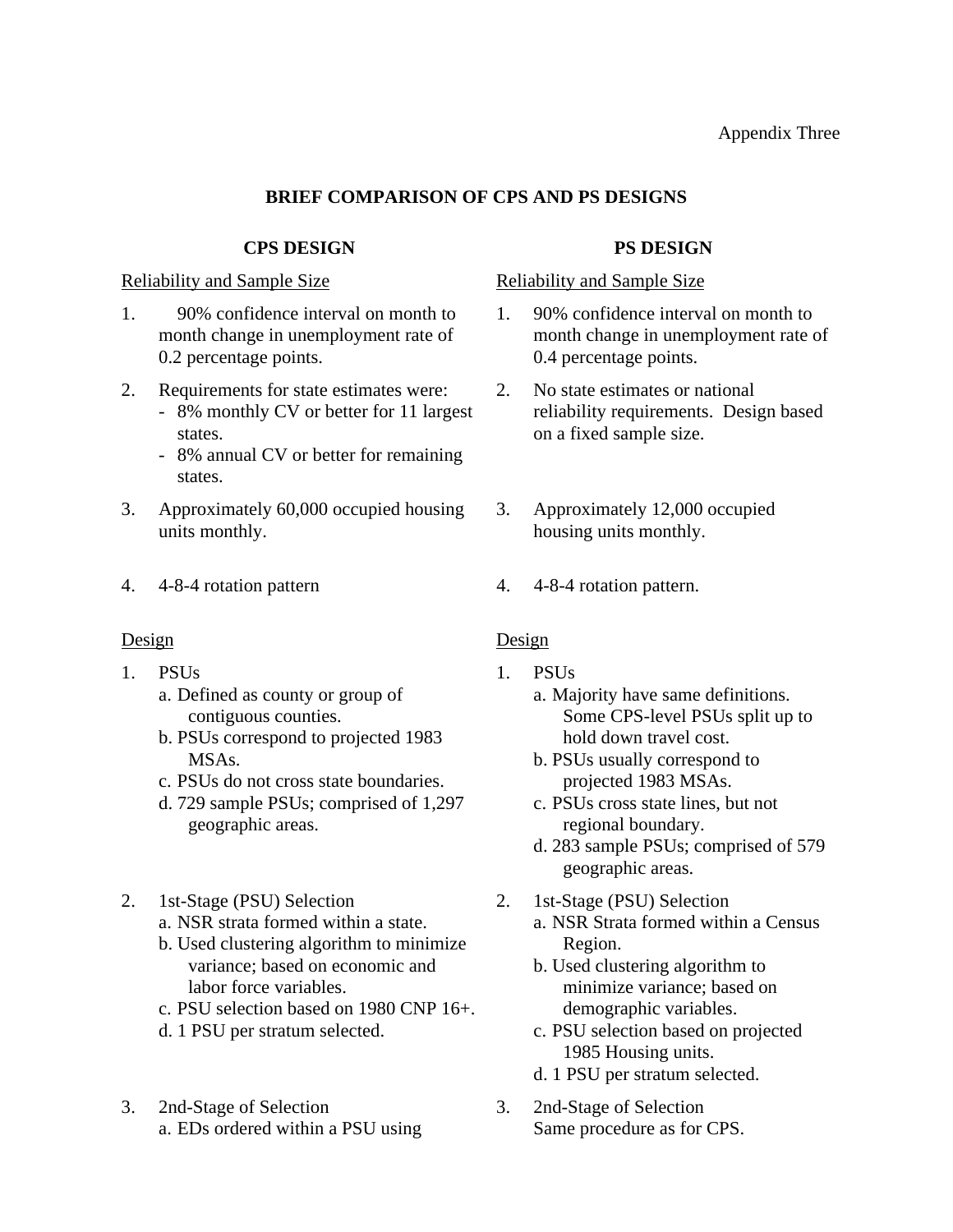Appendix Three

# BRIEF COMPARISON OF CPS AND PS DESIGNS

## CPS DESIGN

Reliability and Sample Size

1. 90% confidence interval on month to month change in unemployment rate of 0.2 percentage points.
2. Requirements for state estimates were:
   - 8% monthly CV or better for 11 largest states.
   - 8% annual CV or better for remaining states.
3. Approximately 60,000 occupied housing units monthly.
4. 4-8-4 rotation pattern

Design

1. PSUs
   a. Defined as county or group of contiguous counties.
   b. PSUs correspond to projected 1983 MSAs.
   c. PSUs do not cross state boundaries.
   d. 729 sample PSUs; comprised of 1,297 geographic areas.
2. 1st-Stage (PSU) Selection
   a. NSR strata formed within a state.
   b. Used clustering algorithm to minimize variance; based on economic and labor force variables.
   c. PSU selection based on 1980 CNP 16+.
   d. 1 PSU per stratum selected.
3. 2nd-Stage of Selection
   a. EDs ordered within a PSU using

## PS DESIGN

Reliability and Sample Size

1. 90% confidence interval on month to month change in unemployment rate of 0.4 percentage points.
2. No state estimates or national reliability requirements. Design based on a fixed sample size.
3. Approximately 12,000 occupied housing units monthly.
4. 4-8-4 rotation pattern.

Design

1. PSUs
   a. Majority have same definitions. Some CPS-level PSUs split up to hold down travel cost.
   b. PSUs usually correspond to projected 1983 MSAs.
   c. PSUs cross state lines, but not regional boundary.
   d. 283 sample PSUs; comprised of 579 geographic areas.
2. 1st-Stage (PSU) Selection
   a. NSR Strata formed within a Census Region.
   b. Used clustering algorithm to minimize variance; based on demographic variables.
   c. PSU selection based on projected 1985 Housing units.
   d. 1 PSU per stratum selected.
3. 2nd-Stage of Selection
   Same procedure as for CPS.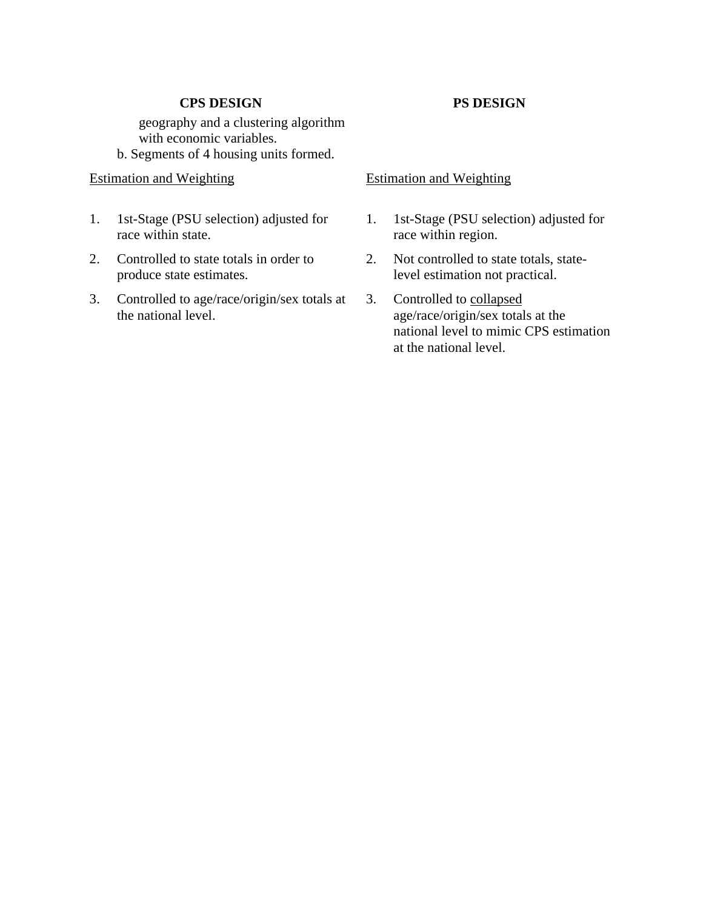| CPS DESIGN | PS DESIGN |
| --- | --- |
| geography and a clustering algorithm with economic variables.<br>b. Segments of 4 housing units formed. | |
| <u>Estimation and Weighting</u> | <u>Estimation and Weighting</u> |
| 1. 1st-Stage (PSU selection) adjusted for race within state. | 1. 1st-Stage (PSU selection) adjusted for race within region. |
| 2. Controlled to state totals in order to produce state estimates. | 2. Not controlled to state totals, state-level estimation not practical. |
| 3. Controlled to age/race/origin/sex totals at the national level. | 3. Controlled to <u>collapsed</u> age/race/origin/sex totals at the national level to mimic CPS estimation at the national level. |